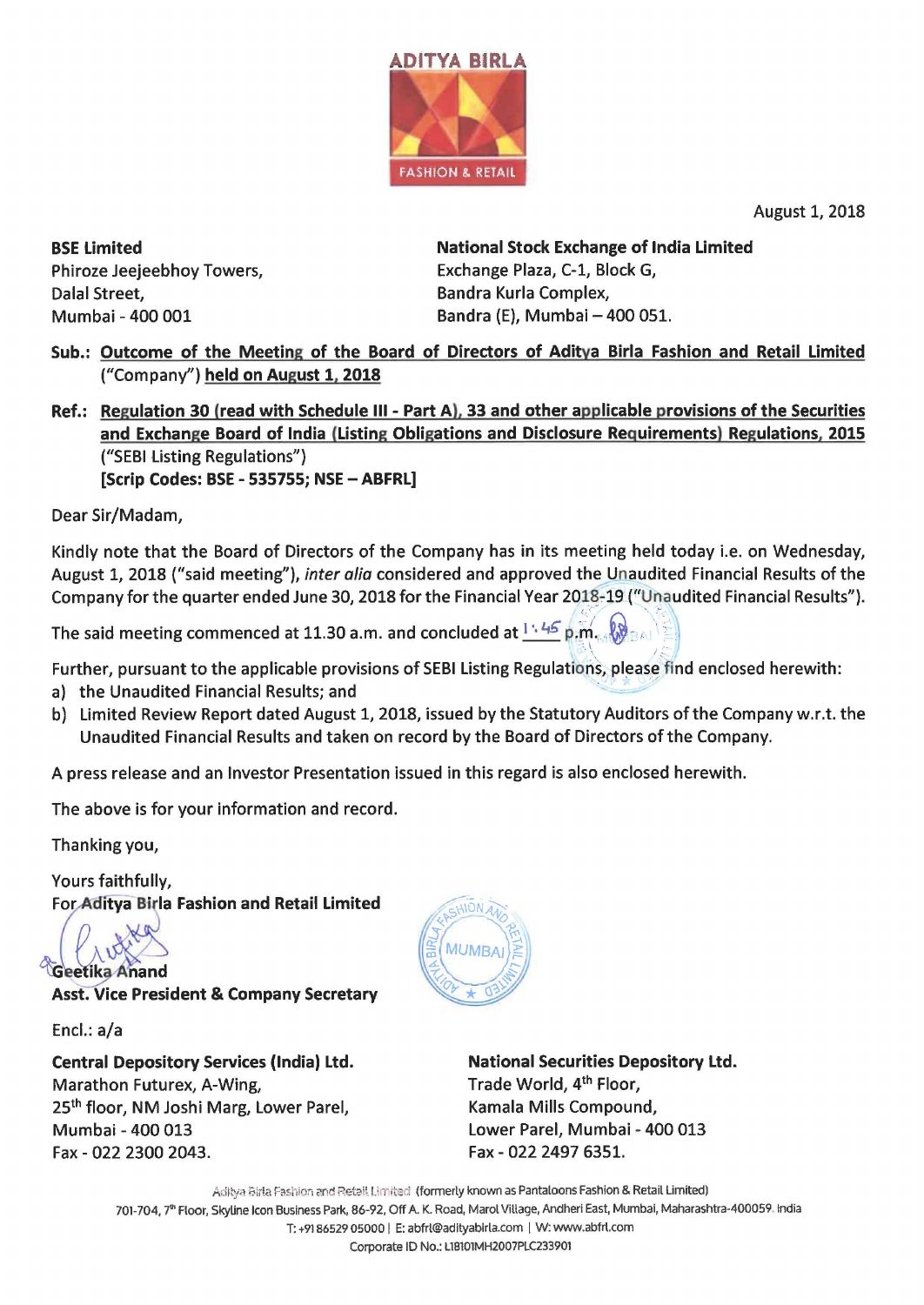ADITYA BIRLA

FASHION & RETAIL

August 1, 2018

**BSE Limited**
Phiroze Jeejeebhoy Towers,
Dalal Street,
Mumbai - 400 001

**National Stock Exchange of India Limited**
Exchange Plaza, C-1, Block G,
Bandra Kurla Complex,
Bandra (E), Mumbai – 400 051.

**Sub.: Outcome of the Meeting of the Board of Directors of Aditya Birla Fashion and Retail Limited** ("Company") **held on August 1, 2018**

**Ref.: Regulation 30 (read with Schedule III - Part A), 33 and other applicable provisions of the Securities and Exchange Board of India (Listing Obligations and Disclosure Requirements) Regulations, 2015** ("SEBI Listing Regulations")
**[Scrip Codes: BSE - 535755; NSE – ABFRL]**

Dear Sir/Madam,

Kindly note that the Board of Directors of the Company has in its meeting held today i.e. on Wednesday, August 1, 2018 ("said meeting"), *inter alia* considered and approved the Unaudited Financial Results of the Company for the quarter ended June 30, 2018 for the Financial Year 2018-19 ("Unaudited Financial Results").

The said meeting commenced at 11.30 a.m. and concluded at 1:45 p.m.

Further, pursuant to the applicable provisions of SEBI Listing Regulations, please find enclosed herewith:

a) the Unaudited Financial Results; and
b) Limited Review Report dated August 1, 2018, issued by the Statutory Auditors of the Company w.r.t. the Unaudited Financial Results and taken on record by the Board of Directors of the Company.

A press release and an Investor Presentation issued in this regard is also enclosed herewith.

The above is for your information and record.

Thanking you,

Yours faithfully,
**For Aditya Birla Fashion and Retail Limited**

**Geetika Anand**
**Asst. Vice President & Company Secretary**

Encl.: a/a

**Central Depository Services (India) Ltd.**
Marathon Futurex, A-Wing,
25th floor, NM Joshi Marg, Lower Parel,
Mumbai - 400 013
Fax - 022 2300 2043.

**National Securities Depository Ltd.**
Trade World, 4th Floor,
Kamala Mills Compound,
Lower Parel, Mumbai - 400 013
Fax - 022 2497 6351.

Aditya Birla Fashion and Retail Limited (formerly known as Pantaloons Fashion & Retail Limited)
701-704, 7th Floor, Skyline Icon Business Park, 86-92, Off A. K. Road, Marol Village, Andheri East, Mumbai, Maharashtra-400059. India
T: +91 86529 05000 | E: abfrl@adityabirla.com | W: www.abfrl.com
Corporate ID No.: L18101MH2007PLC233901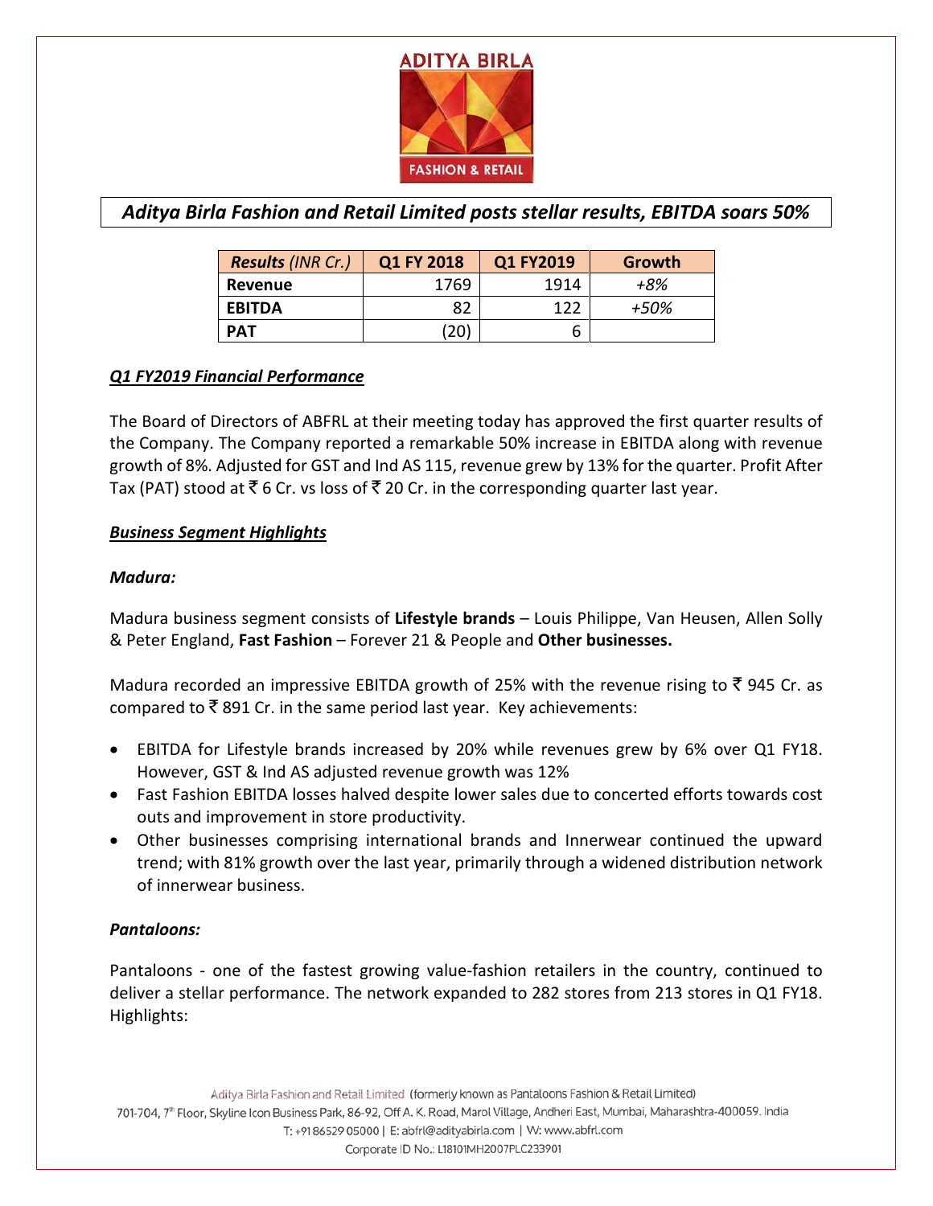ADITYA BIRLA FASHION & RETAIL

## *Aditya Birla Fashion and Retail Limited posts stellar results, EBITDA soars 50%*

| *Results (INR Cr.)* | Q1 FY 2018 | Q1 FY2019 | Growth |
|---|---|---|---|
| **Revenue** | 1769 | 1914 | *+8%* |
| **EBITDA** | 82 | 122 | *+50%* |
| **PAT** | (20) | 6 | |

### *Q1 FY2019 Financial Performance*

The Board of Directors of ABFRL at their meeting today has approved the first quarter results of the Company. The Company reported a remarkable 50% increase in EBITDA along with revenue growth of 8%. Adjusted for GST and Ind AS 115, revenue grew by 13% for the quarter. Profit After Tax (PAT) stood at ₹ 6 Cr. vs loss of ₹ 20 Cr. in the corresponding quarter last year.

### *Business Segment Highlights*

#### *Madura:*

Madura business segment consists of **Lifestyle brands** – Louis Philippe, Van Heusen, Allen Solly & Peter England, **Fast Fashion** – Forever 21 & People and **Other businesses.**

Madura recorded an impressive EBITDA growth of 25% with the revenue rising to ₹ 945 Cr. as compared to ₹ 891 Cr. in the same period last year. Key achievements:

- EBITDA for Lifestyle brands increased by 20% while revenues grew by 6% over Q1 FY18. However, GST & Ind AS adjusted revenue growth was 12%
- Fast Fashion EBITDA losses halved despite lower sales due to concerted efforts towards cost outs and improvement in store productivity.
- Other businesses comprising international brands and Innerwear continued the upward trend; with 81% growth over the last year, primarily through a widened distribution network of innerwear business.

#### *Pantaloons:*

Pantaloons - one of the fastest growing value-fashion retailers in the country, continued to deliver a stellar performance. The network expanded to 282 stores from 213 stores in Q1 FY18. Highlights: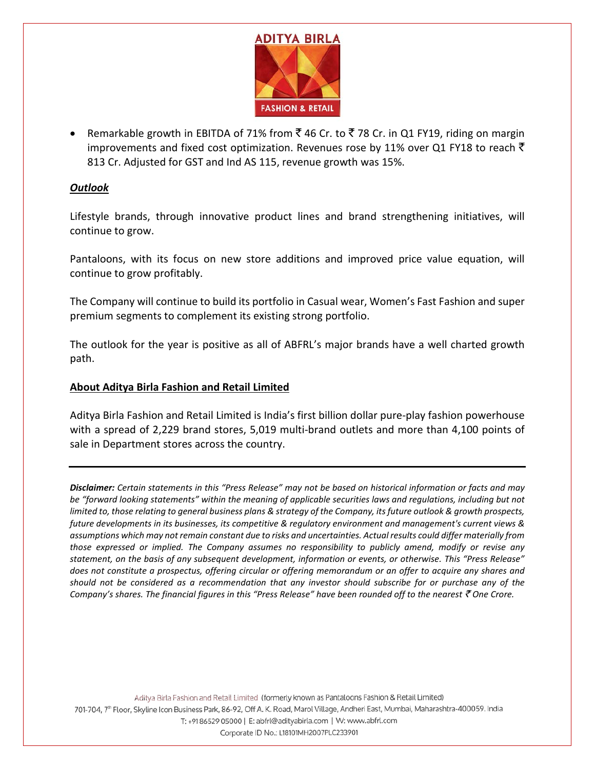- Remarkable growth in EBITDA of 71% from ₹ 46 Cr. to ₹ 78 Cr. in Q1 FY19, riding on margin improvements and fixed cost optimization. Revenues rose by 11% over Q1 FY18 to reach ₹ 813 Cr. Adjusted for GST and Ind AS 115, revenue growth was 15%.

***Outlook***

Lifestyle brands, through innovative product lines and brand strengthening initiatives, will continue to grow.

Pantaloons, with its focus on new store additions and improved price value equation, will continue to grow profitably.

The Company will continue to build its portfolio in Casual wear, Women's Fast Fashion and super premium segments to complement its existing strong portfolio.

The outlook for the year is positive as all of ABFRL's major brands have a well charted growth path.

**About Aditya Birla Fashion and Retail Limited**

Aditya Birla Fashion and Retail Limited is India's first billion dollar pure-play fashion powerhouse with a spread of 2,229 brand stores, 5,019 multi-brand outlets and more than 4,100 points of sale in Department stores across the country.

---

***Disclaimer:*** *Certain statements in this "Press Release" may not be based on historical information or facts and may be "forward looking statements" within the meaning of applicable securities laws and regulations, including but not limited to, those relating to general business plans & strategy of the Company, its future outlook & growth prospects, future developments in its businesses, its competitive & regulatory environment and management's current views & assumptions which may not remain constant due to risks and uncertainties. Actual results could differ materially from those expressed or implied. The Company assumes no responsibility to publicly amend, modify or revise any statement, on the basis of any subsequent development, information or events, or otherwise. This "Press Release" does not constitute a prospectus, offering circular or offering memorandum or an offer to acquire any shares and should not be considered as a recommendation that any investor should subscribe for or purchase any of the Company's shares. The financial figures in this "Press Release" have been rounded off to the nearest ₹ One Crore.*

Aditya Birla Fashion and Retail Limited (formerly known as Pantaloons Fashion & Retail Limited)
701-704, 7th Floor, Skyline Icon Business Park, 86-92, Off A. K. Road, Marol Village, Andheri East, Mumbai, Maharashtra-400059. India
T: +91 86529 05000 | E: abfrl@adityabirla.com | W: www.abfrl.com
Corporate ID No.: L18101MH2007PLC233901